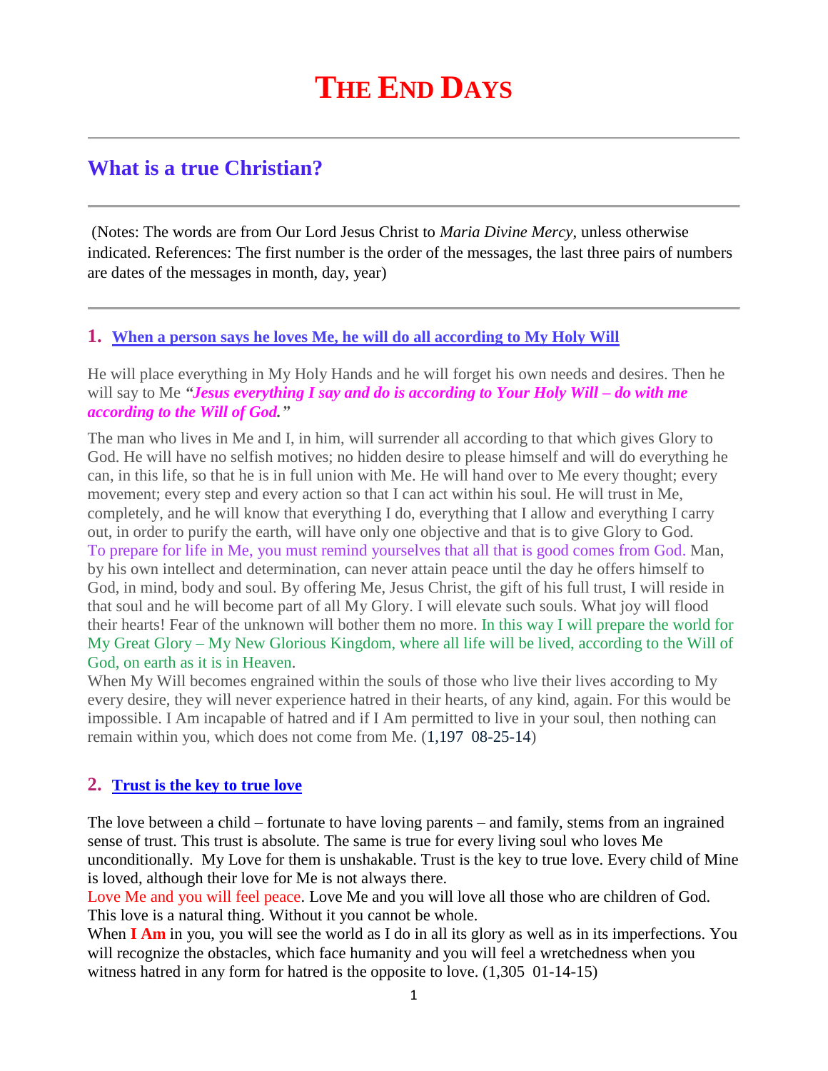# THE END DAYS

## What is a true Christian?

(Notes: The words are from Our Lord Jesus Christ to *Maria Divine Mercy*, unless otherwise indicated. References: The first number is the order of the messages, the last three pairs of numbers are dates of the messages in month, day, year)

### 1. When a person says he loves Me, he will do all according to My Holy Will

He will place everything in My Holy Hands and he will forget his own needs and desires. Then he will say to Me ***"Jesus everything I say and do is according to Your Holy Will – do with me according to the Will of God."***

The man who lives in Me and I, in him, will surrender all according to that which gives Glory to God. He will have no selfish motives; no hidden desire to please himself and will do everything he can, in this life, so that he is in full union with Me. He will hand over to Me every thought; every movement; every step and every action so that I can act within his soul. He will trust in Me, completely, and he will know that everything I do, everything that I allow and everything I carry out, in order to purify the earth, will have only one objective and that is to give Glory to God. To prepare for life in Me, you must remind yourselves that all that is good comes from God. Man, by his own intellect and determination, can never attain peace until the day he offers himself to God, in mind, body and soul. By offering Me, Jesus Christ, the gift of his full trust, I will reside in that soul and he will become part of all My Glory. I will elevate such souls. What joy will flood their hearts! Fear of the unknown will bother them no more. In this way I will prepare the world for My Great Glory – My New Glorious Kingdom, where all life will be lived, according to the Will of God, on earth as it is in Heaven.

When My Will becomes engrained within the souls of those who live their lives according to My every desire, they will never experience hatred in their hearts, of any kind, again. For this would be impossible. I Am incapable of hatred and if I Am permitted to live in your soul, then nothing can remain within you, which does not come from Me. (1,197 08-25-14)

### 2. Trust is the key to true love

The love between a child – fortunate to have loving parents – and family, stems from an ingrained sense of trust. This trust is absolute. The same is true for every living soul who loves Me unconditionally. My Love for them is unshakable. Trust is the key to true love. Every child of Mine is loved, although their love for Me is not always there.

Love Me and you will feel peace. Love Me and you will love all those who are children of God. This love is a natural thing. Without it you cannot be whole.

When **I Am** in you, you will see the world as I do in all its glory as well as in its imperfections. You will recognize the obstacles, which face humanity and you will feel a wretchedness when you witness hatred in any form for hatred is the opposite to love. (1,305 01-14-15)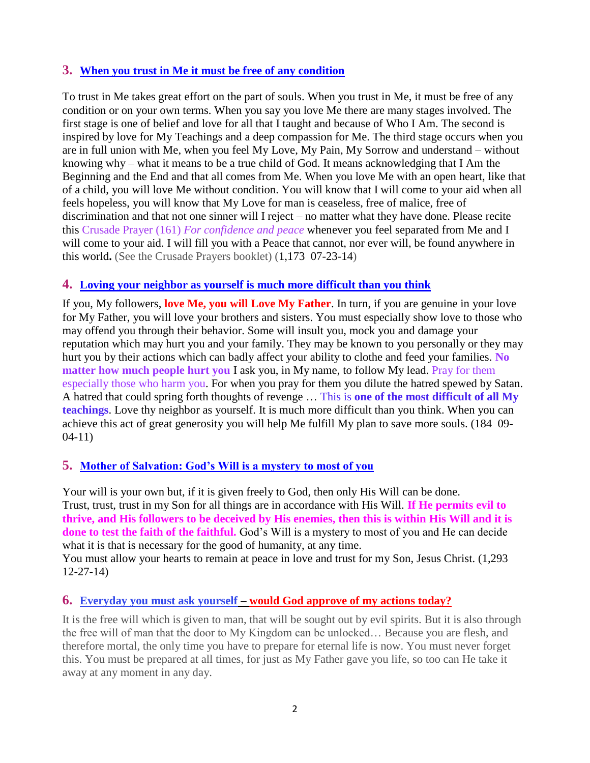### 3. When you trust in Me it must be free of any condition

To trust in Me takes great effort on the part of souls. When you trust in Me, it must be free of any condition or on your own terms. When you say you love Me there are many stages involved. The first stage is one of belief and love for all that I taught and because of Who I Am. The second is inspired by love for My Teachings and a deep compassion for Me. The third stage occurs when you are in full union with Me, when you feel My Love, My Pain, My Sorrow and understand – without knowing why – what it means to be a true child of God. It means acknowledging that I Am the Beginning and the End and that all comes from Me. When you love Me with an open heart, like that of a child, you will love Me without condition. You will know that I will come to your aid when all feels hopeless, you will know that My Love for man is ceaseless, free of malice, free of discrimination and that not one sinner will I reject – no matter what they have done. Please recite this Crusade Prayer (161) *For confidence and peace* whenever you feel separated from Me and I will come to your aid. I will fill you with a Peace that cannot, nor ever will, be found anywhere in this world**.** (See the Crusade Prayers booklet) (1,173 07-23-14)

### 4. Loving your neighbor as yourself is much more difficult than you think

If you, My followers, **love Me, you will Love My Father**. In turn, if you are genuine in your love for My Father, you will love your brothers and sisters. You must especially show love to those who may offend you through their behavior. Some will insult you, mock you and damage your reputation which may hurt you and your family. They may be known to you personally or they may hurt you by their actions which can badly affect your ability to clothe and feed your families. **No matter how much people hurt you** I ask you, in My name, to follow My lead. Pray for them especially those who harm you. For when you pray for them you dilute the hatred spewed by Satan. A hatred that could spring forth thoughts of revenge … This is **one of the most difficult of all My teachings**. Love thy neighbor as yourself. It is much more difficult than you think. When you can achieve this act of great generosity you will help Me fulfill My plan to save more souls. (184 09-04-11)

### 5. Mother of Salvation: God's Will is a mystery to most of you

Your will is your own but, if it is given freely to God, then only His Will can be done.
Trust, trust, trust in my Son for all things are in accordance with His Will. **If He permits evil to thrive, and His followers to be deceived by His enemies, then this is within His Will and it is done to test the faith of the faithful.** God's Will is a mystery to most of you and He can decide what it is that is necessary for the good of humanity, at any time.
You must allow your hearts to remain at peace in love and trust for my Son, Jesus Christ. (1,293 12-27-14)

### 6. Everyday you must ask yourself – would God approve of my actions today?

It is the free will which is given to man, that will be sought out by evil spirits. But it is also through the free will of man that the door to My Kingdom can be unlocked… Because you are flesh, and therefore mortal, the only time you have to prepare for eternal life is now. You must never forget this. You must be prepared at all times, for just as My Father gave you life, so too can He take it away at any moment in any day.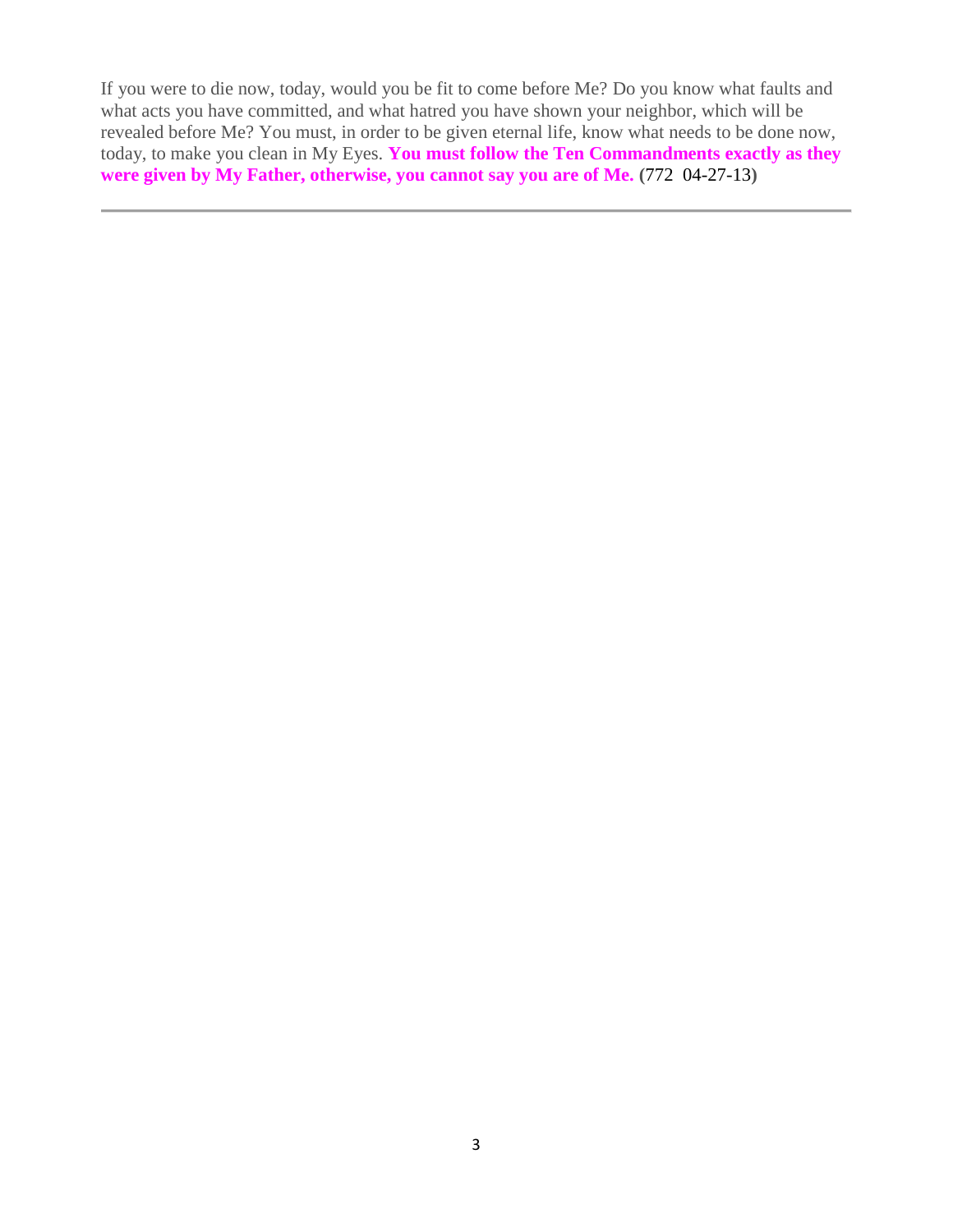If you were to die now, today, would you be fit to come before Me? Do you know what faults and what acts you have committed, and what hatred you have shown your neighbor, which will be revealed before Me? You must, in order to be given eternal life, know what needs to be done now, today, to make you clean in My Eyes. **You must follow the Ten Commandments exactly as they were given by My Father, otherwise, you cannot say you are of Me.** (772  04-27-13)

---